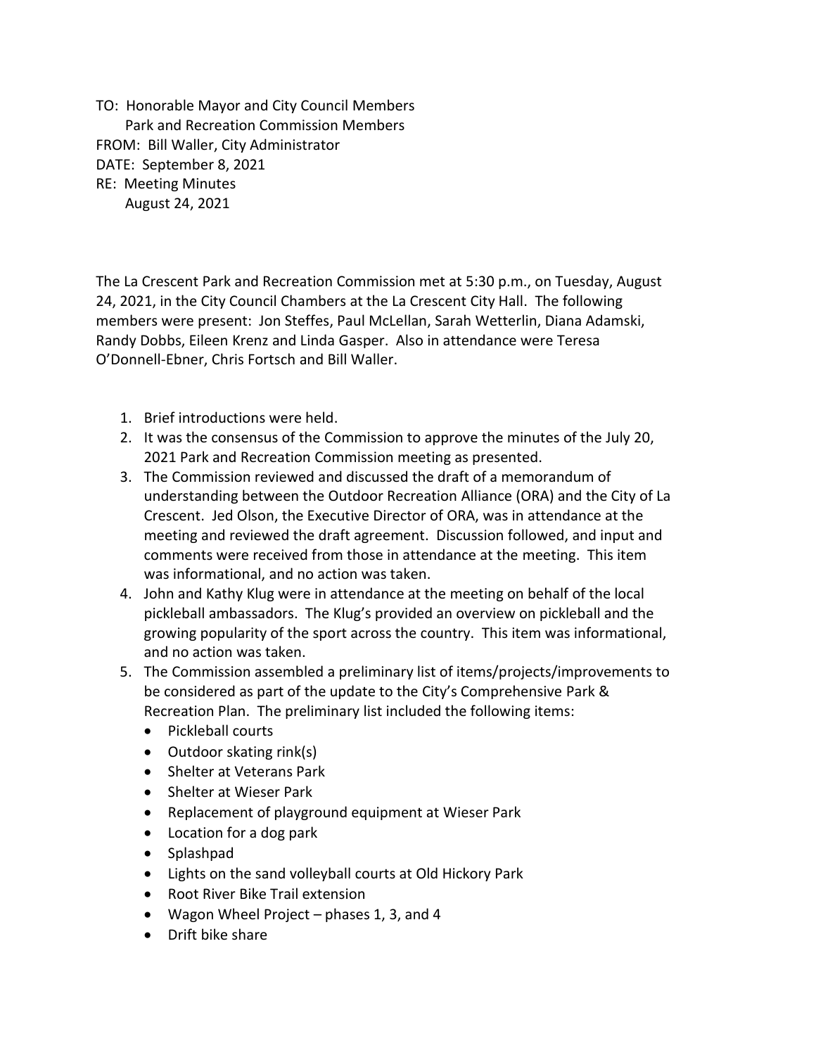TO: Honorable Mayor and City Council Members
Park and Recreation Commission Members
FROM: Bill Waller, City Administrator
DATE: September 8, 2021
RE: Meeting Minutes
August 24, 2021

The La Crescent Park and Recreation Commission met at 5:30 p.m., on Tuesday, August 24, 2021, in the City Council Chambers at the La Crescent City Hall. The following members were present: Jon Steffes, Paul McLellan, Sarah Wetterlin, Diana Adamski, Randy Dobbs, Eileen Krenz and Linda Gasper. Also in attendance were Teresa O'Donnell-Ebner, Chris Fortsch and Bill Waller.

1. Brief introductions were held.
2. It was the consensus of the Commission to approve the minutes of the July 20, 2021 Park and Recreation Commission meeting as presented.
3. The Commission reviewed and discussed the draft of a memorandum of understanding between the Outdoor Recreation Alliance (ORA) and the City of La Crescent. Jed Olson, the Executive Director of ORA, was in attendance at the meeting and reviewed the draft agreement. Discussion followed, and input and comments were received from those in attendance at the meeting. This item was informational, and no action was taken.
4. John and Kathy Klug were in attendance at the meeting on behalf of the local pickleball ambassadors. The Klug's provided an overview on pickleball and the growing popularity of the sport across the country. This item was informational, and no action was taken.
5. The Commission assembled a preliminary list of items/projects/improvements to be considered as part of the update to the City's Comprehensive Park & Recreation Plan. The preliminary list included the following items:
   - Pickleball courts
   - Outdoor skating rink(s)
   - Shelter at Veterans Park
   - Shelter at Wieser Park
   - Replacement of playground equipment at Wieser Park
   - Location for a dog park
   - Splashpad
   - Lights on the sand volleyball courts at Old Hickory Park
   - Root River Bike Trail extension
   - Wagon Wheel Project – phases 1, 3, and 4
   - Drift bike share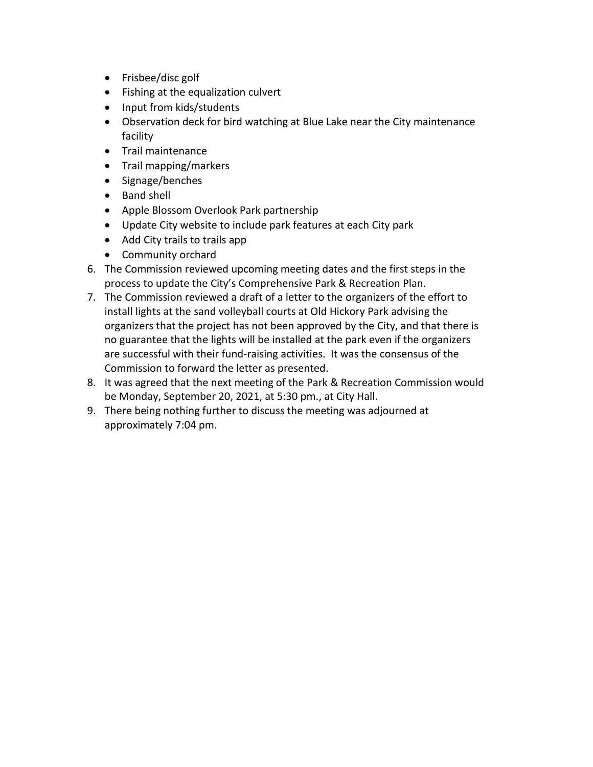- Frisbee/disc golf
- Fishing at the equalization culvert
- Input from kids/students
- Observation deck for bird watching at Blue Lake near the City maintenance facility
- Trail maintenance
- Trail mapping/markers
- Signage/benches
- Band shell
- Apple Blossom Overlook Park partnership
- Update City website to include park features at each City park
- Add City trails to trails app
- Community orchard

6. The Commission reviewed upcoming meeting dates and the first steps in the process to update the City's Comprehensive Park & Recreation Plan.
7. The Commission reviewed a draft of a letter to the organizers of the effort to install lights at the sand volleyball courts at Old Hickory Park advising the organizers that the project has not been approved by the City, and that there is no guarantee that the lights will be installed at the park even if the organizers are successful with their fund-raising activities. It was the consensus of the Commission to forward the letter as presented.
8. It was agreed that the next meeting of the Park & Recreation Commission would be Monday, September 20, 2021, at 5:30 pm., at City Hall.
9. There being nothing further to discuss the meeting was adjourned at approximately 7:04 pm.